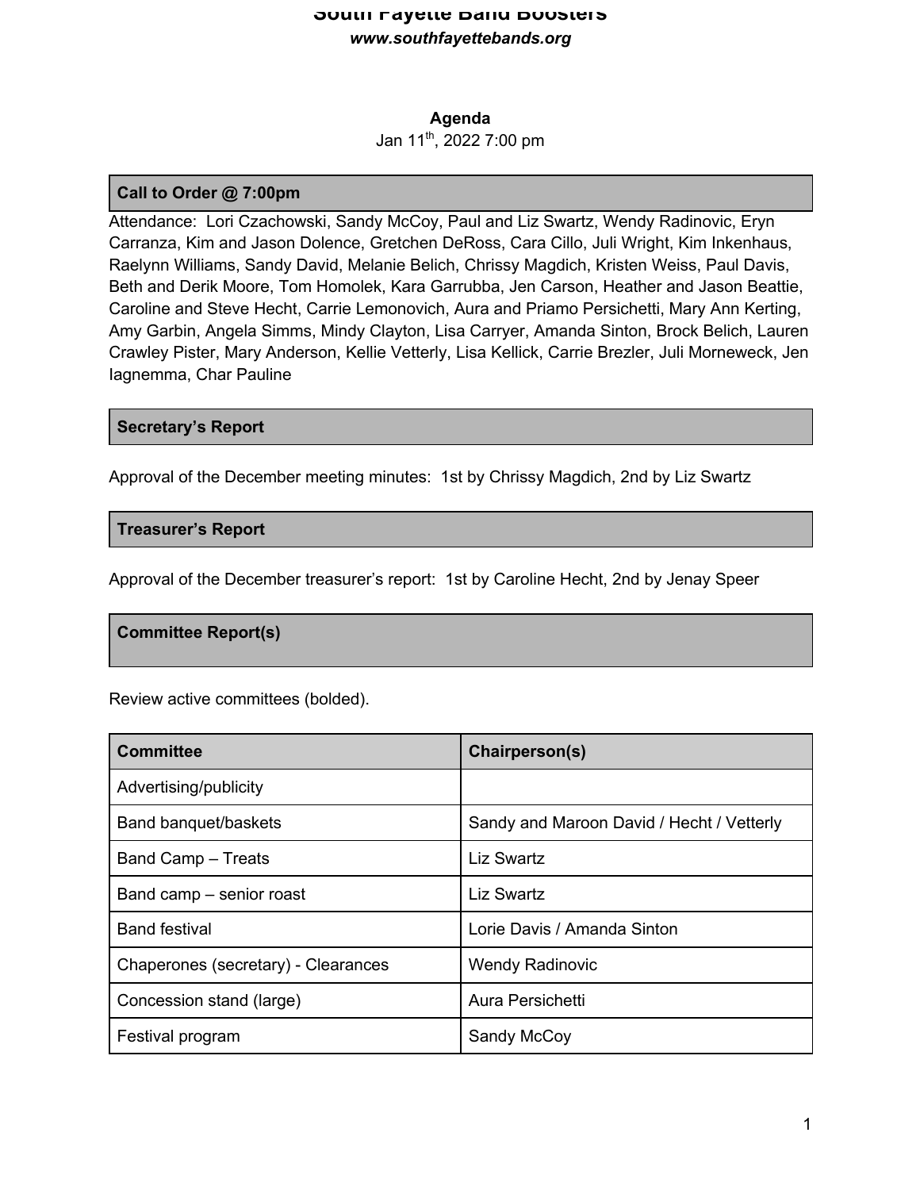# South Fayette Band Boosters

***www.southfayettebands.org***

**Agenda**

Jan 11th, 2022 7:00 pm

## Call to Order @ 7:00pm

Attendance: Lori Czachowski, Sandy McCoy, Paul and Liz Swartz, Wendy Radinovic, Eryn Carranza, Kim and Jason Dolence, Gretchen DeRoss, Cara Cillo, Juli Wright, Kim Inkenhaus, Raelynn Williams, Sandy David, Melanie Belich, Chrissy Magdich, Kristen Weiss, Paul Davis, Beth and Derik Moore, Tom Homolek, Kara Garrubba, Jen Carson, Heather and Jason Beattie, Caroline and Steve Hecht, Carrie Lemonovich, Aura and Priamo Persichetti, Mary Ann Kerting, Amy Garbin, Angela Simms, Mindy Clayton, Lisa Carryer, Amanda Sinton, Brock Belich, Lauren Crawley Pister, Mary Anderson, Kellie Vetterly, Lisa Kellick, Carrie Brezler, Juli Morneweck, Jen Iagnemma, Char Pauline

## Secretary's Report

Approval of the December meeting minutes: 1st by Chrissy Magdich, 2nd by Liz Swartz

## Treasurer's Report

Approval of the December treasurer's report: 1st by Caroline Hecht, 2nd by Jenay Speer

## Committee Report(s)

Review active committees (bolded).

| Committee | Chairperson(s) |
|---|---|
| Advertising/publicity | |
| Band banquet/baskets | Sandy and Maroon David / Hecht / Vetterly |
| Band Camp – Treats | Liz Swartz |
| Band camp – senior roast | Liz Swartz |
| Band festival | Lorie Davis / Amanda Sinton |
| Chaperones (secretary) - Clearances | Wendy Radinovic |
| Concession stand (large) | Aura Persichetti |
| Festival program | Sandy McCoy |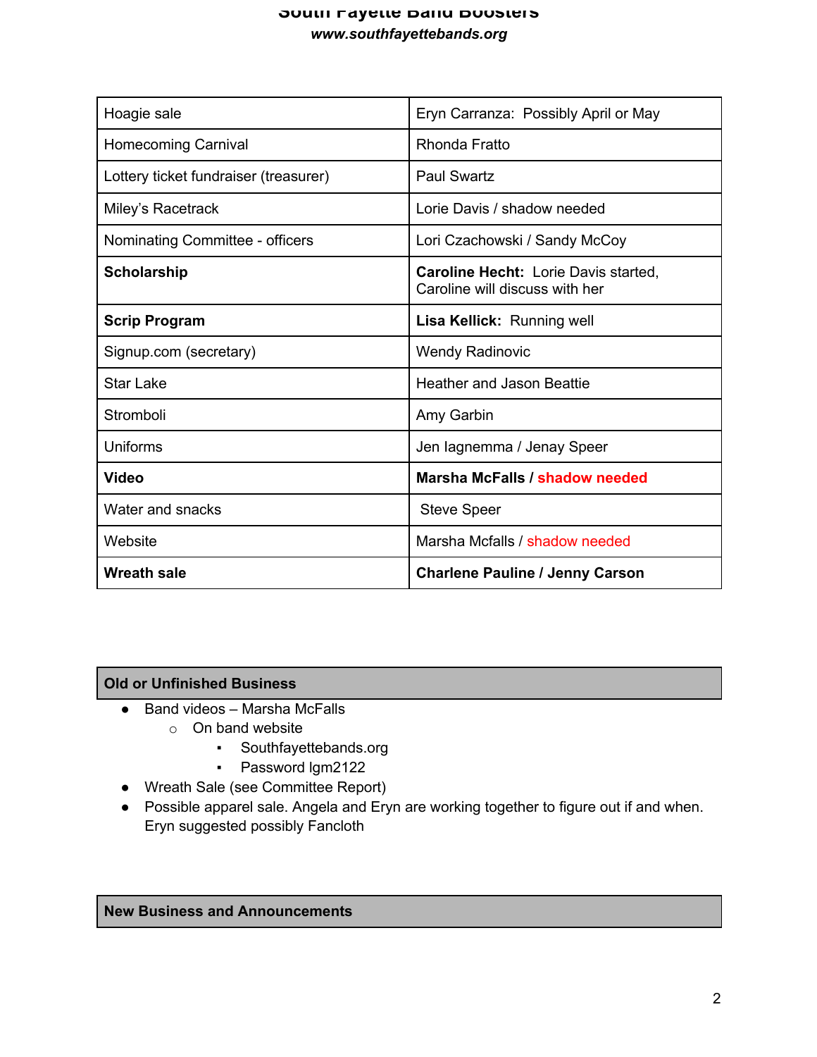| Hoagie sale | Eryn Carranza: Possibly April or May |
|---|---|
| Homecoming Carnival | Rhonda Fratto |
| Lottery ticket fundraiser (treasurer) | Paul Swartz |
| Miley's Racetrack | Lorie Davis / shadow needed |
| Nominating Committee - officers | Lori Czachowski / Sandy McCoy |
| **Scholarship** | **Caroline Hecht:** Lorie Davis started, Caroline will discuss with her |
| **Scrip Program** | **Lisa Kellick:** Running well |
| Signup.com (secretary) | Wendy Radinovic |
| Star Lake | Heather and Jason Beattie |
| Stromboli | Amy Garbin |
| Uniforms | Jen Iagnemma / Jenay Speer |
| **Video** | **Marsha McFalls / shadow needed** |
| Water and snacks | Steve Speer |
| Website | Marsha Mcfalls / shadow needed |
| **Wreath sale** | **Charlene Pauline / Jenny Carson** |

## Old or Unfinished Business

- Band videos – Marsha McFalls
  - On band website
    - Southfayettebands.org
    - Password lgm2122
- Wreath Sale (see Committee Report)
- Possible apparel sale. Angela and Eryn are working together to figure out if and when. Eryn suggested possibly Fancloth

## New Business and Announcements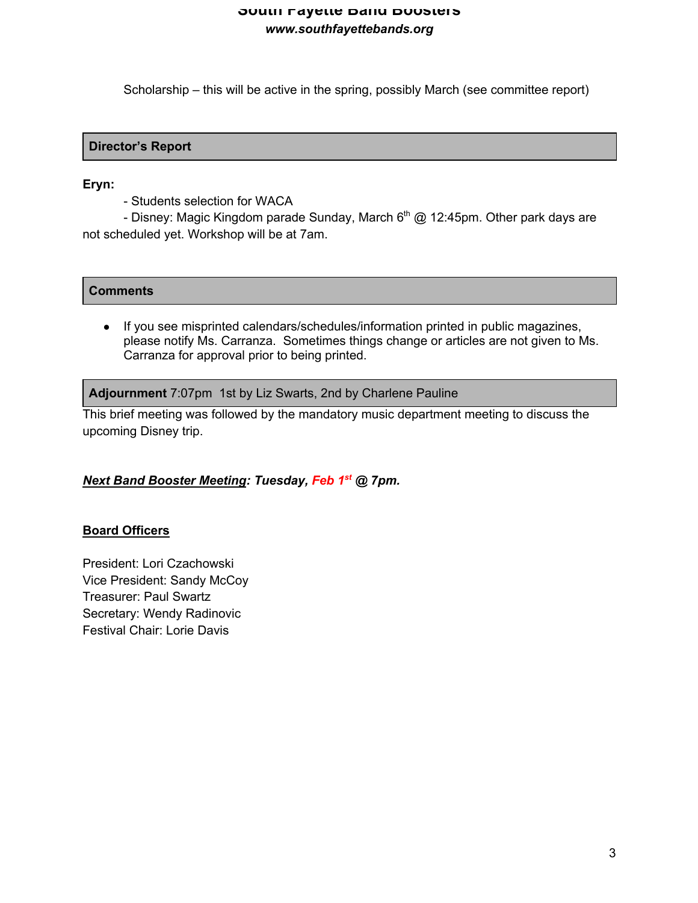Scholarship – this will be active in the spring, possibly March (see committee report)

## Director's Report

**Eryn:**

- Students selection for WACA
- Disney: Magic Kingdom parade Sunday, March 6th @ 12:45pm. Other park days are not scheduled yet. Workshop will be at 7am.

## Comments

- If you see misprinted calendars/schedules/information printed in public magazines, please notify Ms. Carranza. Sometimes things change or articles are not given to Ms. Carranza for approval prior to being printed.

## Adjournment 7:07pm 1st by Liz Swarts, 2nd by Charlene Pauline

This brief meeting was followed by the mandatory music department meeting to discuss the upcoming Disney trip.

***<u>Next Band Booster Meeting</u>: Tuesday, Feb 1st @ 7pm.***

**<u>Board Officers</u>**

President: Lori Czachowski
Vice President: Sandy McCoy
Treasurer: Paul Swartz
Secretary: Wendy Radinovic
Festival Chair: Lorie Davis